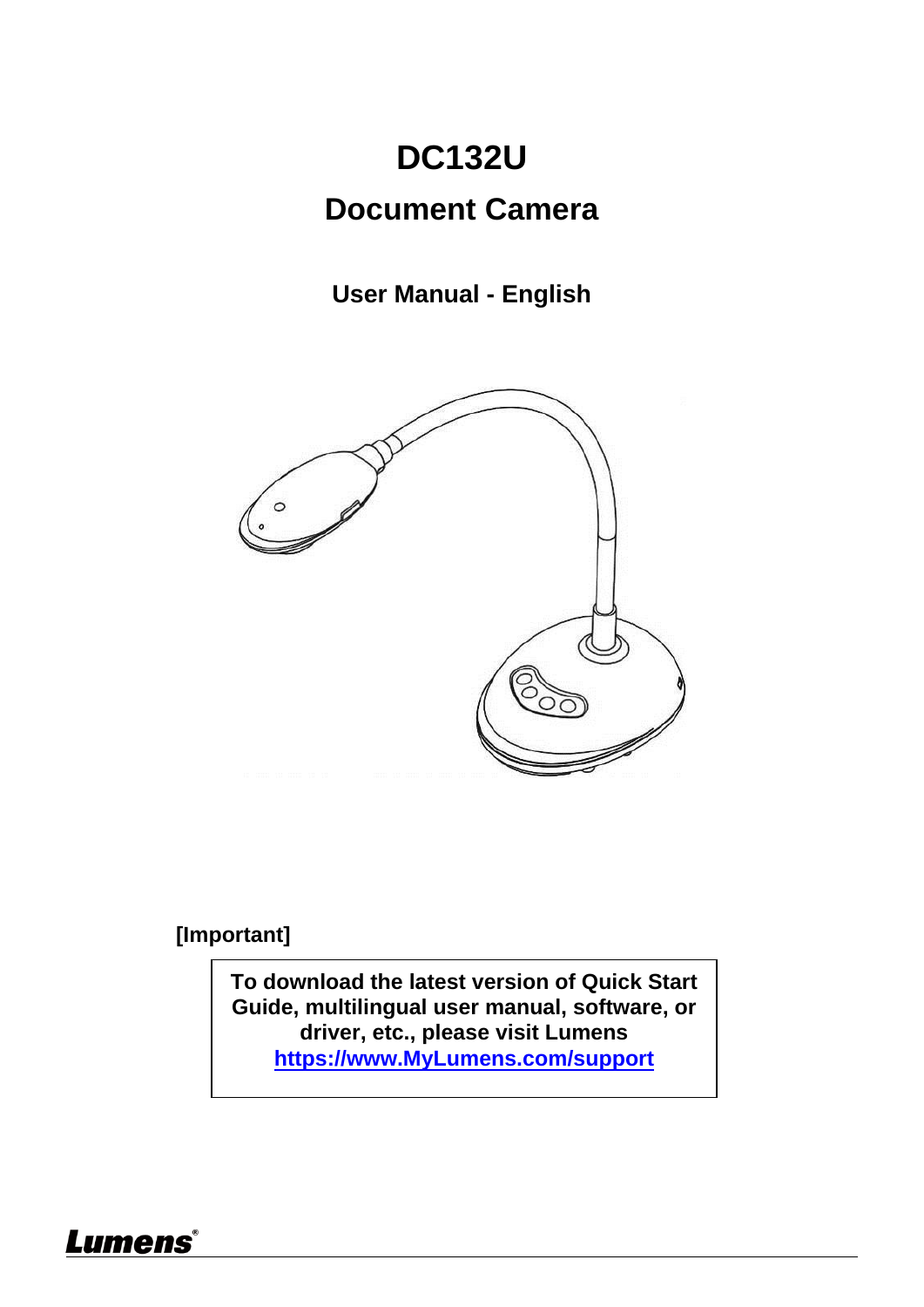# DC132U

## Document Camera

### User Manual - English

**[Important]**

**To download the latest version of Quick Start Guide, multilingual user manual, software, or driver, etc., please visit Lumens**
**https://www.MyLumens.com/support**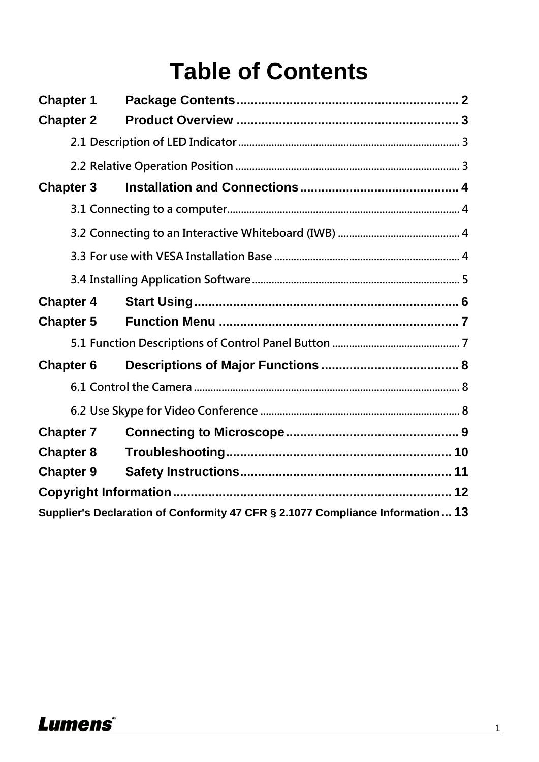# Table of Contents

**Chapter 1 Package Contents** ........................................................ 2

**Chapter 2 Product Overview** ........................................................ 3

2.1 Description of LED Indicator ........................................................ 3

2.2 Relative Operation Position ........................................................ 3

**Chapter 3 Installation and Connections** ........................................................ 4

3.1 Connecting to a computer ........................................................ 4

3.2 Connecting to an Interactive Whiteboard (IWB) ........................................................ 4

3.3 For use with VESA Installation Base ........................................................ 4

3.4 Installing Application Software ........................................................ 5

**Chapter 4 Start Using** ........................................................ 6

**Chapter 5 Function Menu** ........................................................ 7

5.1 Function Descriptions of Control Panel Button ........................................................ 7

**Chapter 6 Descriptions of Major Functions** ........................................................ 8

6.1 Control the Camera ........................................................ 8

6.2 Use Skype for Video Conference ........................................................ 8

**Chapter 7 Connecting to Microscope** ........................................................ 9

**Chapter 8 Troubleshooting** ........................................................ 10

**Chapter 9 Safety Instructions** ........................................................ 11

**Copyright Information** ........................................................ 12

**Supplier's Declaration of Conformity 47 CFR § 2.1077 Compliance Information** ... 13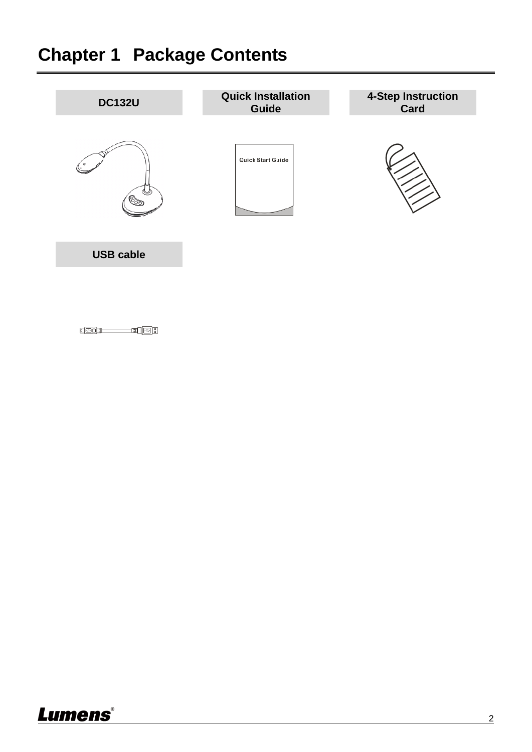# Chapter 1 Package Contents

**DC132U**

**Quick Installation Guide**

**4-Step Instruction Card**

**USB cable**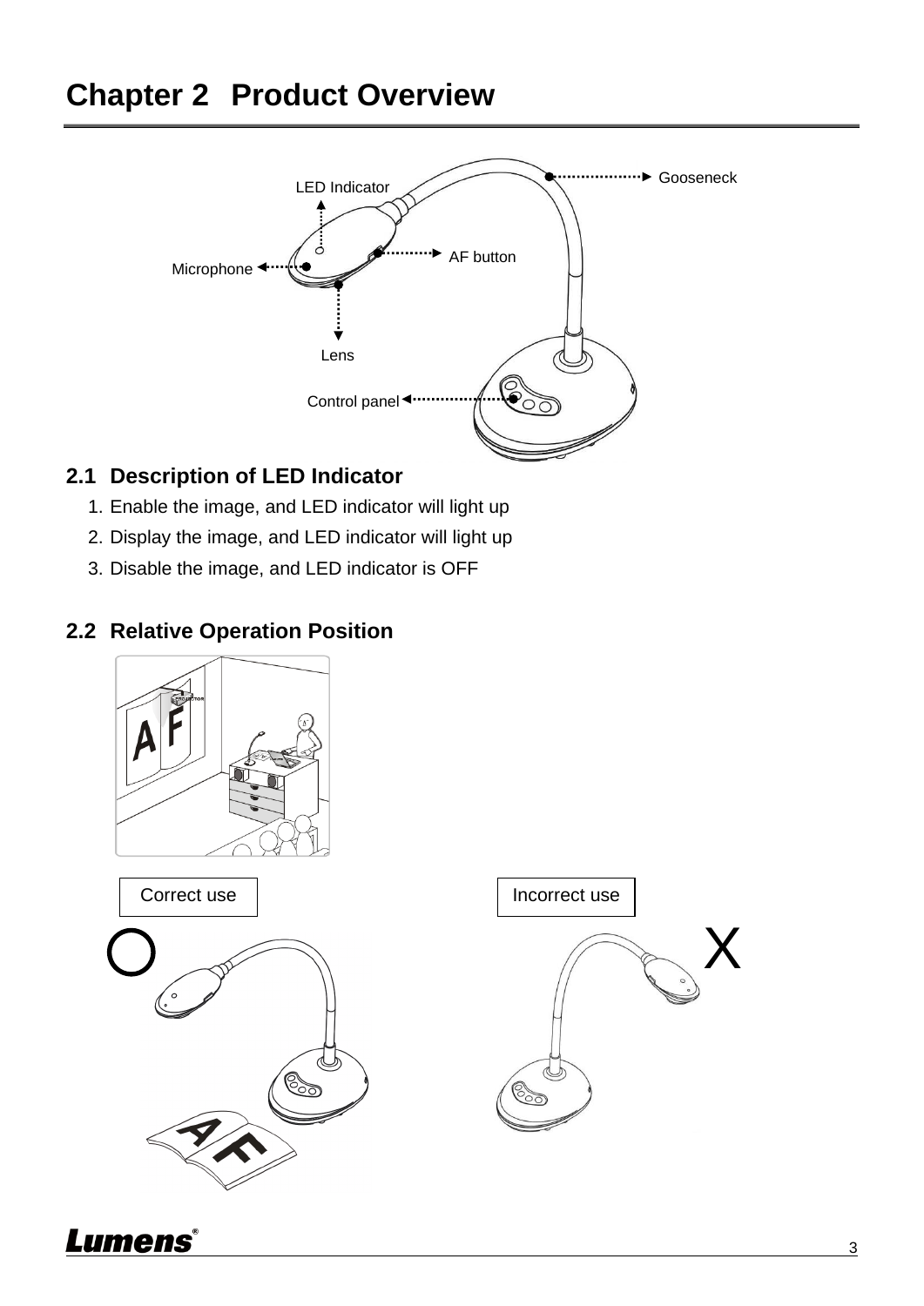# Chapter 2 Product Overview

LED Indicator

Gooseneck

Microphone

AF button

Lens

Control panel

## 2.1 Description of LED Indicator

1. Enable the image, and LED indicator will light up
2. Display the image, and LED indicator will light up
3. Disable the image, and LED indicator is OFF

## 2.2 Relative Operation Position

Correct use

Incorrect use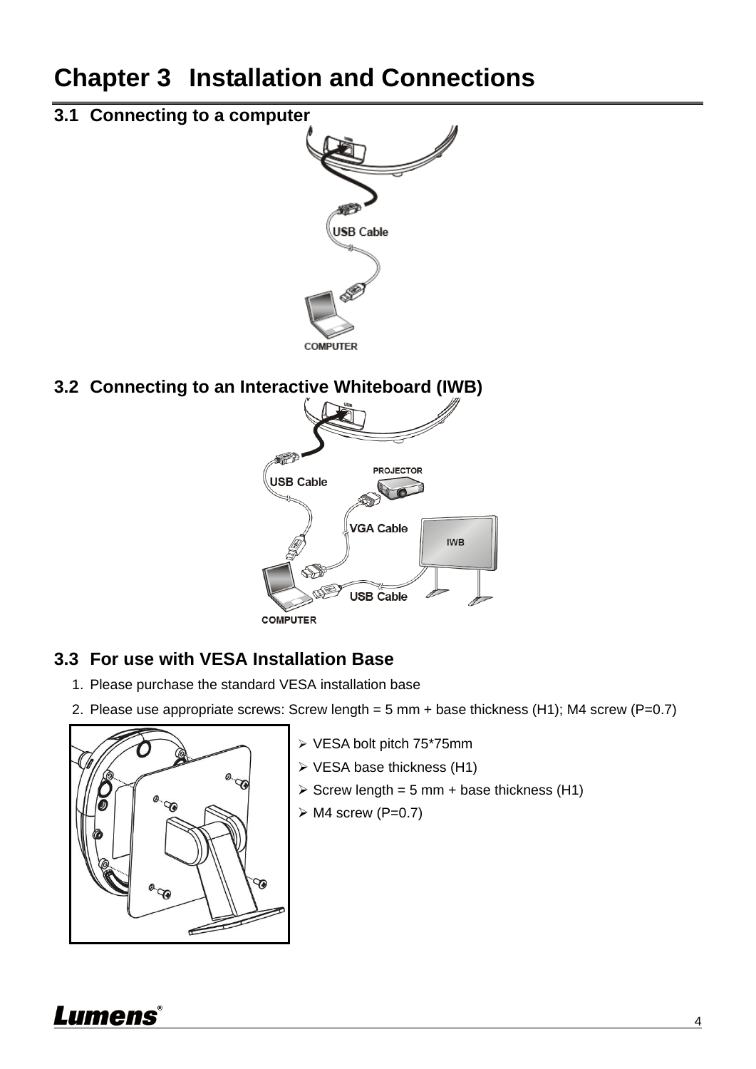# Chapter 3 Installation and Connections

## 3.1 Connecting to a computer

## 3.2 Connecting to an Interactive Whiteboard (IWB)

## 3.3 For use with VESA Installation Base

1. Please purchase the standard VESA installation base
2. Please use appropriate screws: Screw length = 5 mm + base thickness (H1); M4 screw (P=0.7)

- VESA bolt pitch 75*75mm
- VESA base thickness (H1)
- Screw length = 5 mm + base thickness (H1)
- M4 screw (P=0.7)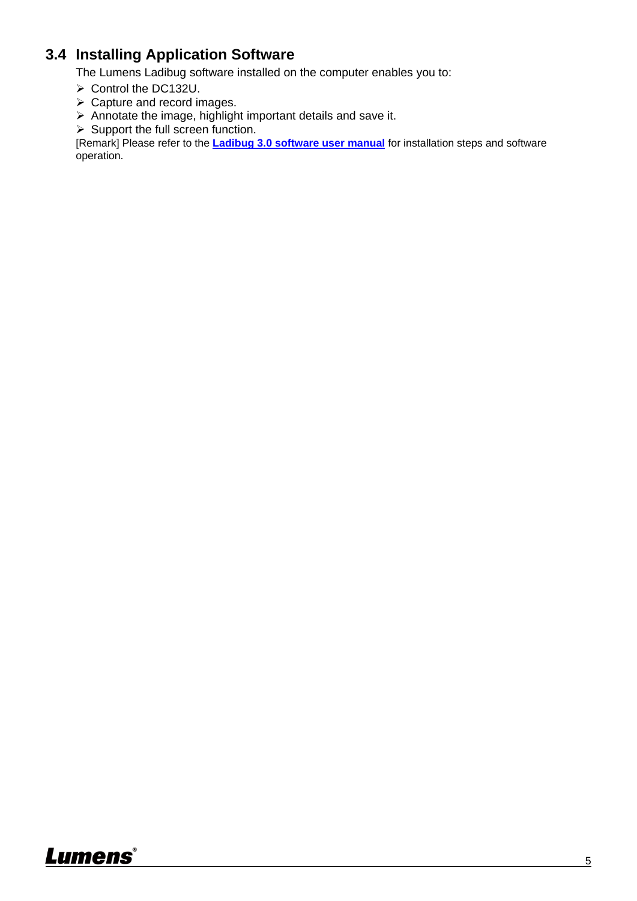## 3.4 Installing Application Software

The Lumens Ladibug software installed on the computer enables you to:

- Control the DC132U.
- Capture and record images.
- Annotate the image, highlight important details and save it.
- Support the full screen function.

[Remark] Please refer to the **Ladibug 3.0 software user manual** for installation steps and software operation.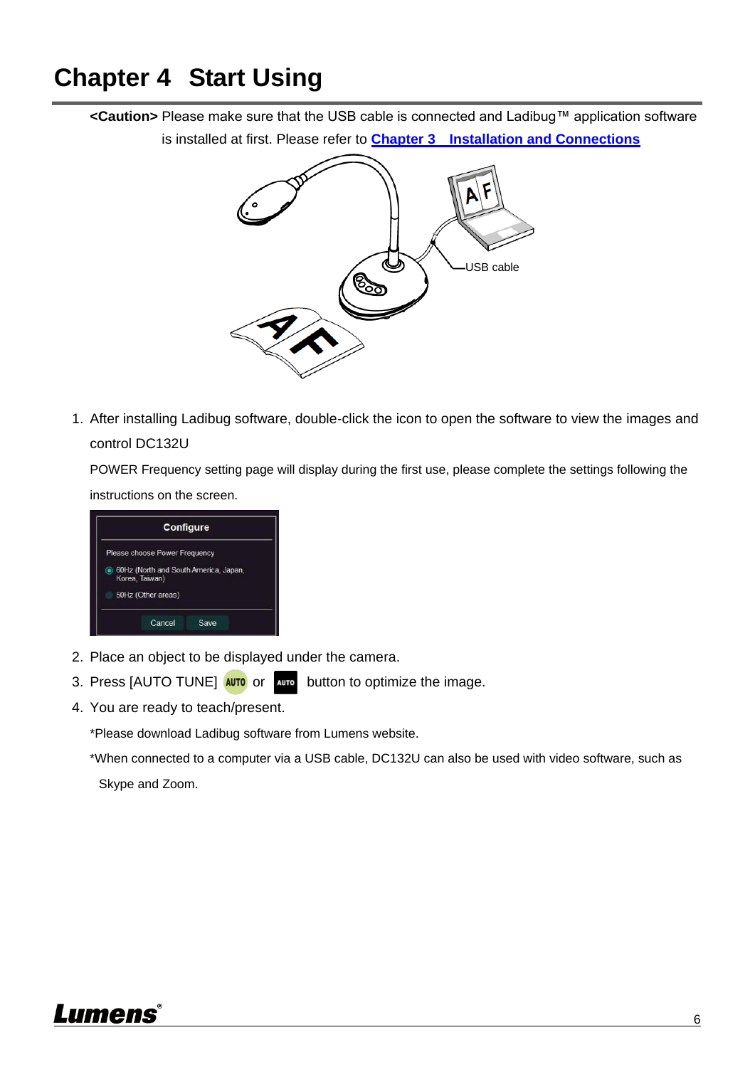# Chapter 4 Start Using

**<Caution>** Please make sure that the USB cable is connected and Ladibug™ application software is installed at first. Please refer to **Chapter 3 Installation and Connections**

1. After installing Ladibug software, double-click the icon to open the software to view the images and control DC132U

   POWER Frequency setting page will display during the first use, please complete the settings following the instructions on the screen.

2. Place an object to be displayed under the camera.
3. Press [AUTO TUNE] or button to optimize the image.
4. You are ready to teach/present.

   *Please download Ladibug software from Lumens website.

   *When connected to a computer via a USB cable, DC132U can also be used with video software, such as Skype and Zoom.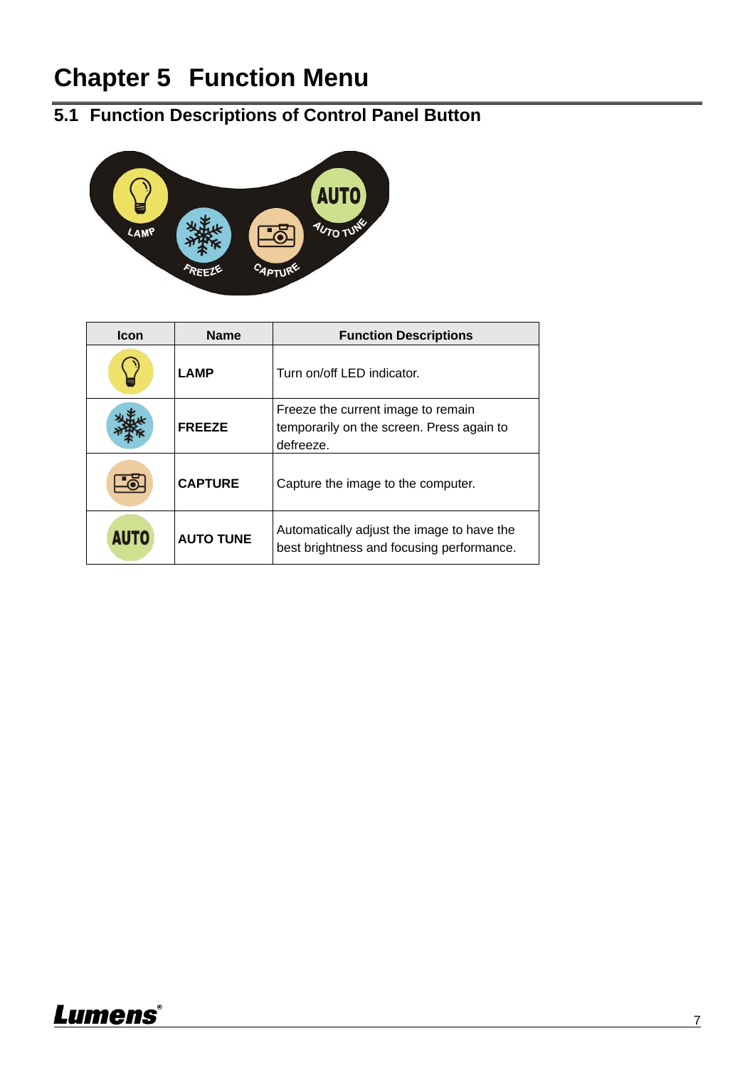# Chapter 5 Function Menu

## 5.1 Function Descriptions of Control Panel Button

| Icon | Name | Function Descriptions |
|---|---|---|
| | **LAMP** | Turn on/off LED indicator. |
| | **FREEZE** | Freeze the current image to remain temporarily on the screen. Press again to defreeze. |
| | **CAPTURE** | Capture the image to the computer. |
| AUTO | **AUTO TUNE** | Automatically adjust the image to have the best brightness and focusing performance. |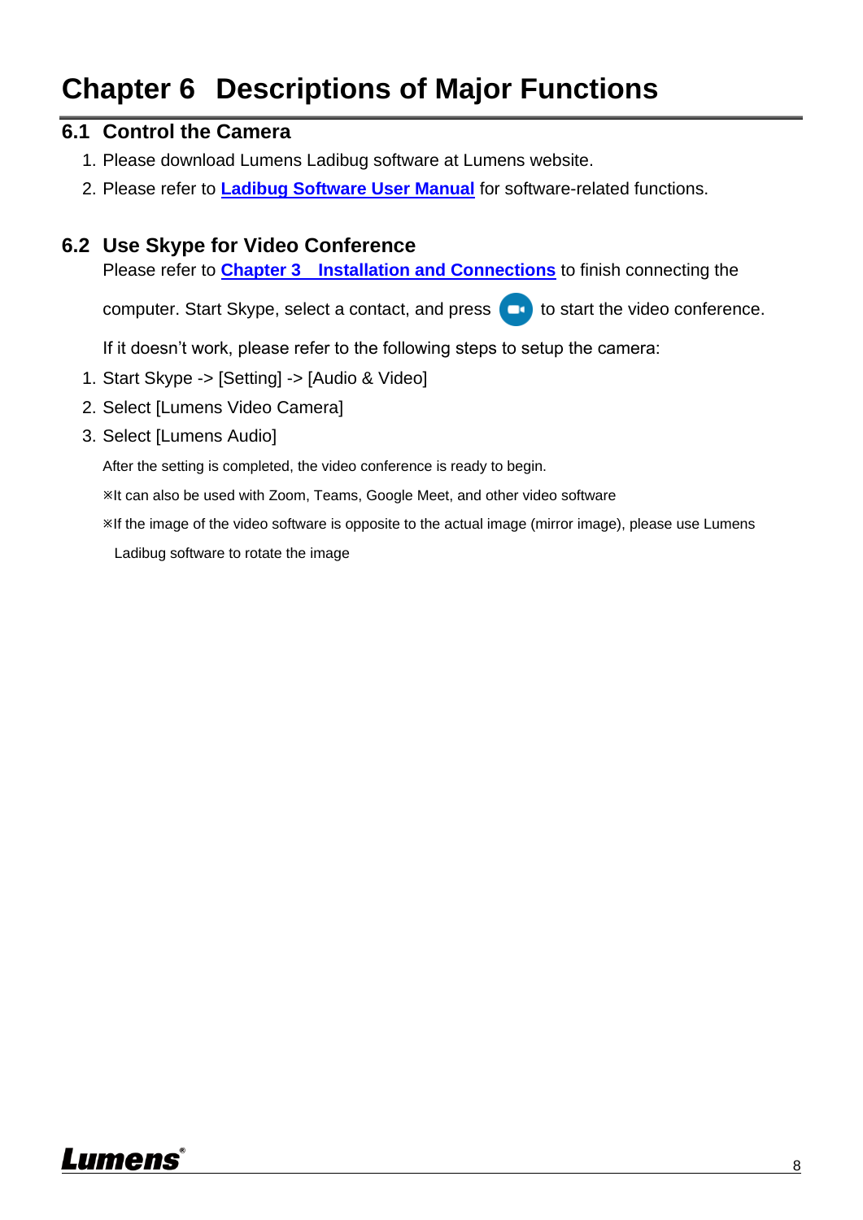# Chapter 6 Descriptions of Major Functions

## 6.1 Control the Camera

1. Please download Lumens Ladibug software at Lumens website.
2. Please refer to **Ladibug Software User Manual** for software-related functions.

## 6.2 Use Skype for Video Conference

Please refer to **Chapter 3 Installation and Connections** to finish connecting the computer. Start Skype, select a contact, and press to start the video conference.

If it doesn't work, please refer to the following steps to setup the camera:

1. Start Skype -> [Setting] -> [Audio & Video]
2. Select [Lumens Video Camera]
3. Select [Lumens Audio]

After the setting is completed, the video conference is ready to begin.

※It can also be used with Zoom, Teams, Google Meet, and other video software

※If the image of the video software is opposite to the actual image (mirror image), please use Lumens Ladibug software to rotate the image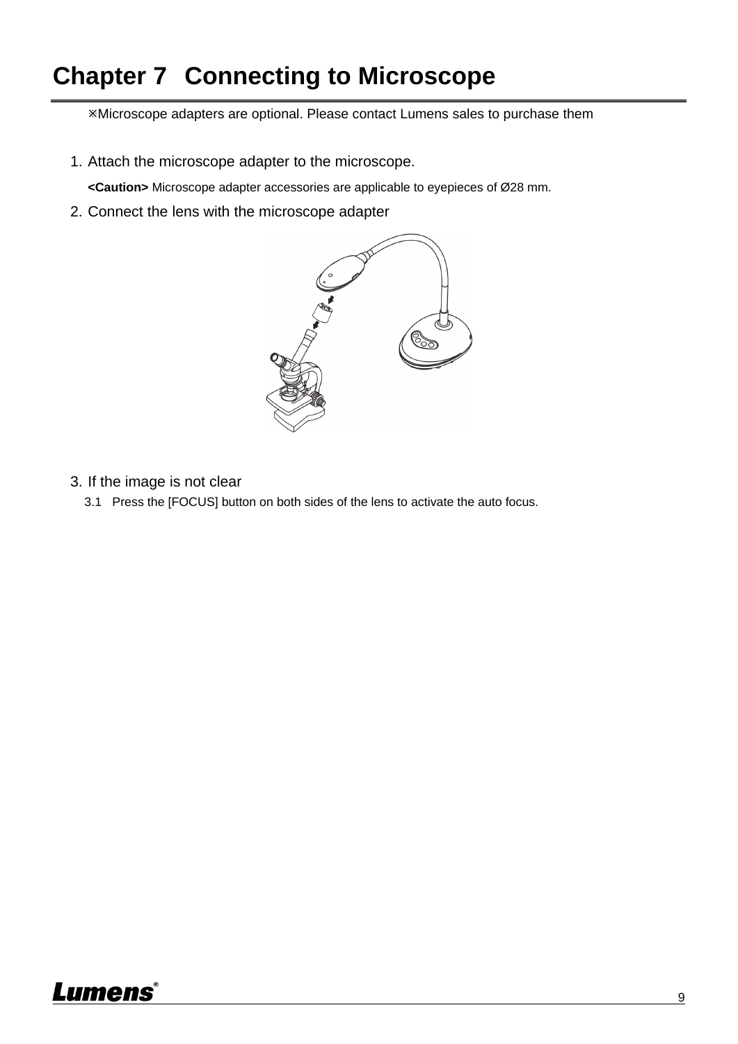# Chapter 7 Connecting to Microscope

※Microscope adapters are optional. Please contact Lumens sales to purchase them

1. Attach the microscope adapter to the microscope.

   **<Caution>** Microscope adapter accessories are applicable to eyepieces of Ø28 mm.

2. Connect the lens with the microscope adapter

3. If the image is not clear

   3.1 Press the [FOCUS] button on both sides of the lens to activate the auto focus.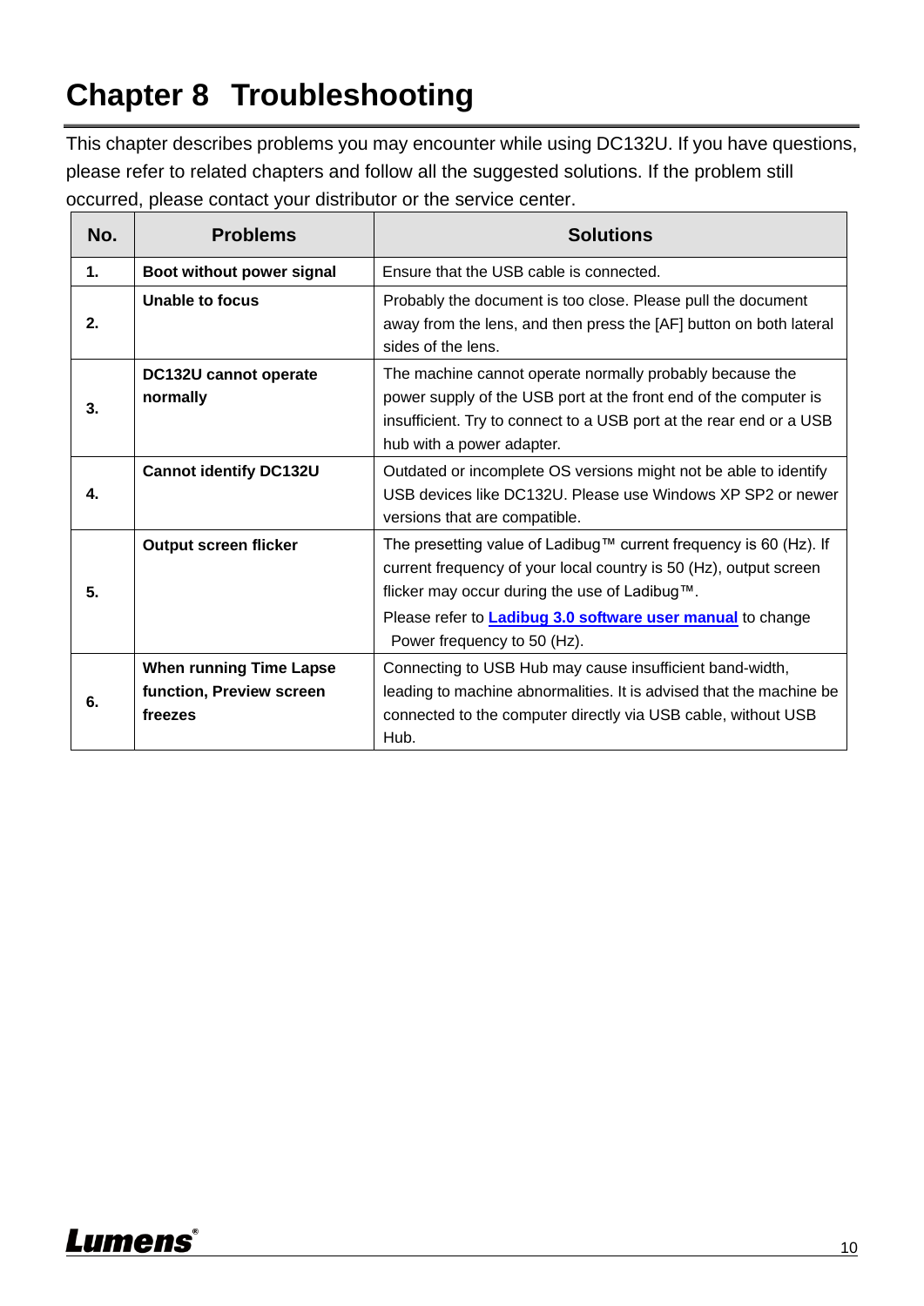# Chapter 8 Troubleshooting

This chapter describes problems you may encounter while using DC132U. If you have questions, please refer to related chapters and follow all the suggested solutions. If the problem still occurred, please contact your distributor or the service center.

| No. | Problems | Solutions |
|---|---|---|
| **1.** | **Boot without power signal** | Ensure that the USB cable is connected. |
| **2.** | **Unable to focus** | Probably the document is too close. Please pull the document away from the lens, and then press the [AF] button on both lateral sides of the lens. |
| **3.** | **DC132U cannot operate normally** | The machine cannot operate normally probably because the power supply of the USB port at the front end of the computer is insufficient. Try to connect to a USB port at the rear end or a USB hub with a power adapter. |
| **4.** | **Cannot identify DC132U** | Outdated or incomplete OS versions might not be able to identify USB devices like DC132U. Please use Windows XP SP2 or newer versions that are compatible. |
| **5.** | **Output screen flicker** | The presetting value of Ladibug™ current frequency is 60 (Hz). If current frequency of your local country is 50 (Hz), output screen flicker may occur during the use of Ladibug™.<br>Please refer to **Ladibug 3.0 software user manual** to change Power frequency to 50 (Hz). |
| **6.** | **When running Time Lapse function, Preview screen freezes** | Connecting to USB Hub may cause insufficient band-width, leading to machine abnormalities. It is advised that the machine be connected to the computer directly via USB cable, without USB Hub. |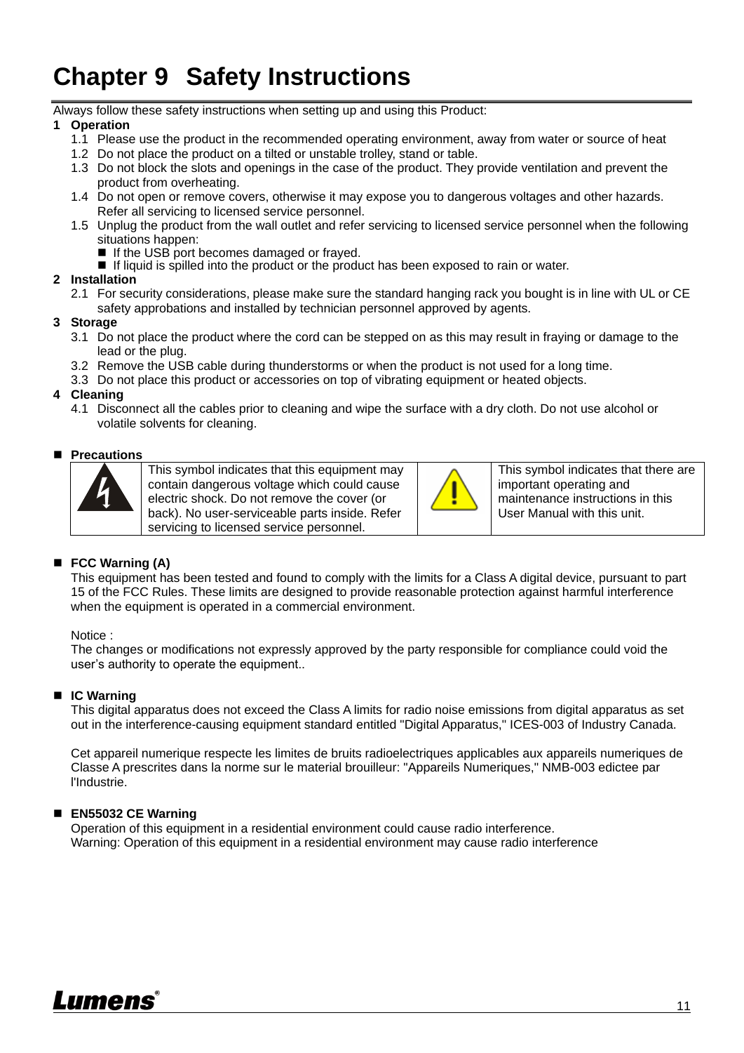# Chapter 9 Safety Instructions

Always follow these safety instructions when setting up and using this Product:

**1 Operation**

1.1 Please use the product in the recommended operating environment, away from water or source of heat
1.2 Do not place the product on a tilted or unstable trolley, stand or table.
1.3 Do not block the slots and openings in the case of the product. They provide ventilation and prevent the product from overheating.
1.4 Do not open or remove covers, otherwise it may expose you to dangerous voltages and other hazards. Refer all servicing to licensed service personnel.
1.5 Unplug the product from the wall outlet and refer servicing to licensed service personnel when the following situations happen:
- If the USB port becomes damaged or frayed.
- If liquid is spilled into the product or the product has been exposed to rain or water.

**2 Installation**

2.1 For security considerations, please make sure the standard hanging rack you bought is in line with UL or CE safety approbations and installed by technician personnel approved by agents.

**3 Storage**

3.1 Do not place the product where the cord can be stepped on as this may result in fraying or damage to the lead or the plug.
3.2 Remove the USB cable during thunderstorms or when the product is not used for a long time.
3.3 Do not place this product or accessories on top of vibrating equipment or heated objects.

**4 Cleaning**

4.1 Disconnect all the cables prior to cleaning and wipe the surface with a dry cloth. Do not use alcohol or volatile solvents for cleaning.

- **Precautions**

| | This symbol indicates that this equipment may contain dangerous voltage which could cause electric shock. Do not remove the cover (or back). No user-serviceable parts inside. Refer servicing to licensed service personnel. | | This symbol indicates that there are important operating and maintenance instructions in this User Manual with this unit. |
|---|---|---|---|

- **FCC Warning (A)**

This equipment has been tested and found to comply with the limits for a Class A digital device, pursuant to part 15 of the FCC Rules. These limits are designed to provide reasonable protection against harmful interference when the equipment is operated in a commercial environment.

Notice :
The changes or modifications not expressly approved by the party responsible for compliance could void the user's authority to operate the equipment..

- **IC Warning**

This digital apparatus does not exceed the Class A limits for radio noise emissions from digital apparatus as set out in the interference-causing equipment standard entitled "Digital Apparatus," ICES-003 of Industry Canada.

Cet appareil numerique respecte les limites de bruits radioelectriques applicables aux appareils numeriques de Classe A prescrites dans la norme sur le material brouilleur: "Appareils Numeriques," NMB-003 edictee par l'Industrie.

- **EN55032 CE Warning**

Operation of this equipment in a residential environment could cause radio interference.
Warning: Operation of this equipment in a residential environment may cause radio interference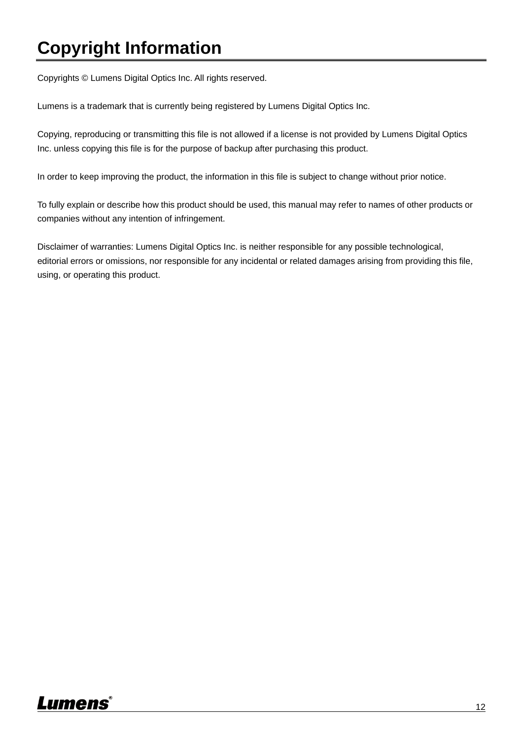# Copyright Information

Copyrights © Lumens Digital Optics Inc. All rights reserved.

Lumens is a trademark that is currently being registered by Lumens Digital Optics Inc.

Copying, reproducing or transmitting this file is not allowed if a license is not provided by Lumens Digital Optics Inc. unless copying this file is for the purpose of backup after purchasing this product.

In order to keep improving the product, the information in this file is subject to change without prior notice.

To fully explain or describe how this product should be used, this manual may refer to names of other products or companies without any intention of infringement.

Disclaimer of warranties: Lumens Digital Optics Inc. is neither responsible for any possible technological, editorial errors or omissions, nor responsible for any incidental or related damages arising from providing this file, using, or operating this product.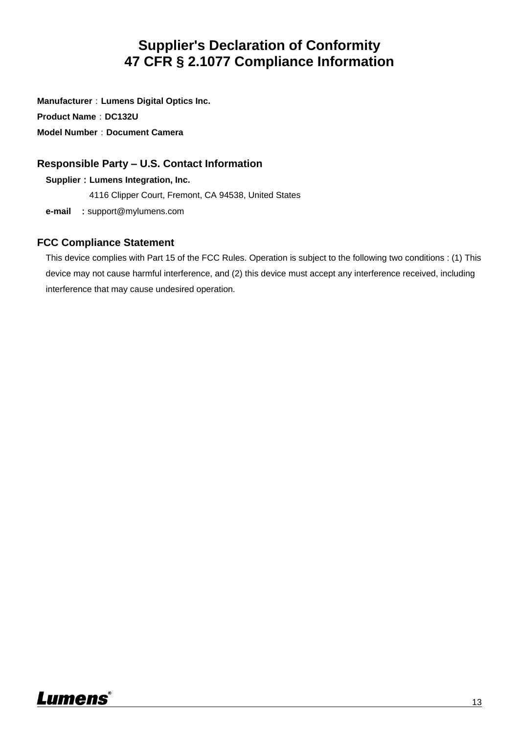# Supplier's Declaration of Conformity
# 47 CFR § 2.1077 Compliance Information

**Manufacturer**：**Lumens Digital Optics Inc.**

**Product Name**：**DC132U**

**Model Number**：**Document Camera**

## Responsible Party – U.S. Contact Information

**Supplier : Lumens Integration, Inc.**

4116 Clipper Court, Fremont, CA 94538, United States

**e-mail :** support@mylumens.com

## FCC Compliance Statement

This device complies with Part 15 of the FCC Rules. Operation is subject to the following two conditions : (1) This device may not cause harmful interference, and (2) this device must accept any interference received, including interference that may cause undesired operation.